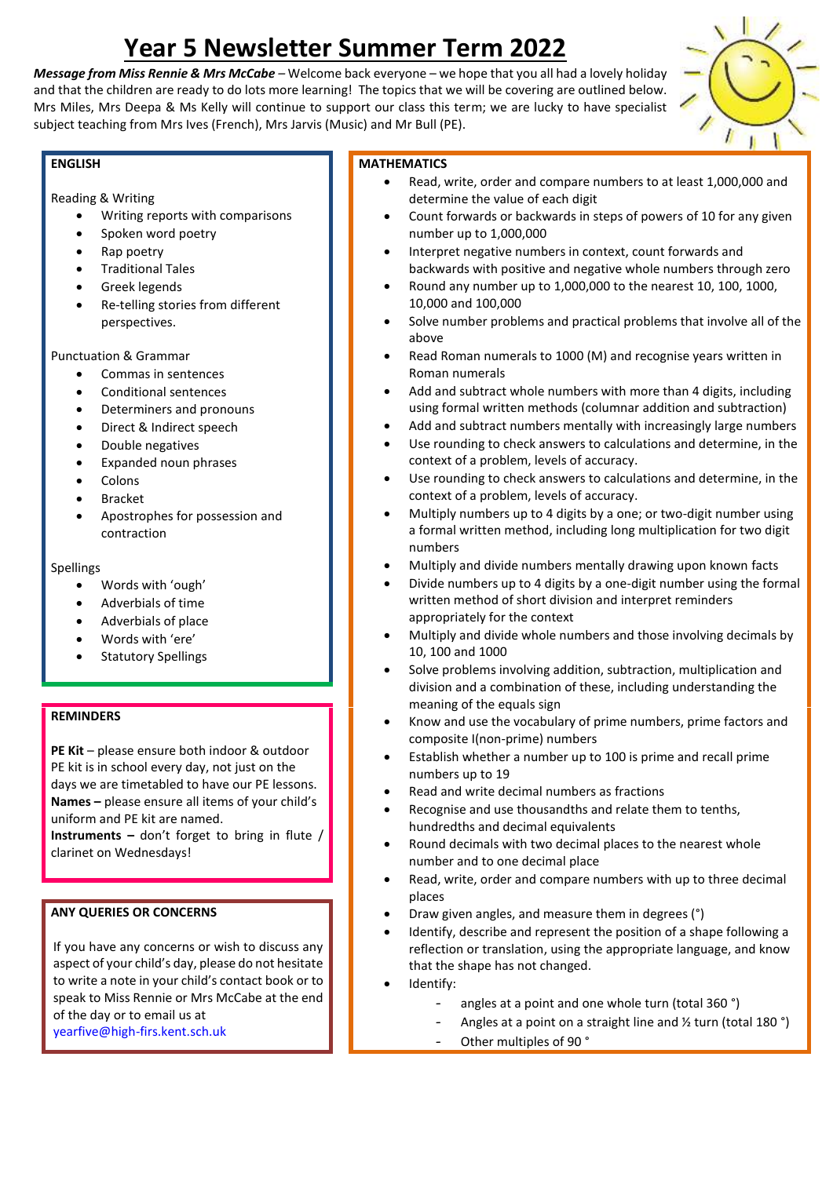# Year 5 Newsletter Summer Term 2022

***Message from Miss Rennie & Mrs McCabe*** – Welcome back everyone – we hope that you all had a lovely holiday and that the children are ready to do lots more learning! The topics that we will be covering are outlined below. Mrs Miles, Mrs Deepa & Ms Kelly will continue to support our class this term; we are lucky to have specialist subject teaching from Mrs Ives (French), Mrs Jarvis (Music) and Mr Bull (PE).

## ENGLISH

Reading & Writing

- Writing reports with comparisons
- Spoken word poetry
- Rap poetry
- Traditional Tales
- Greek legends
- Re-telling stories from different perspectives.

Punctuation & Grammar

- Commas in sentences
- Conditional sentences
- Determiners and pronouns
- Direct & Indirect speech
- Double negatives
- Expanded noun phrases
- Colons
- Bracket
- Apostrophes for possession and contraction

Spellings

- Words with 'ough'
- Adverbials of time
- Adverbials of place
- Words with 'ere'
- Statutory Spellings

## REMINDERS

**PE Kit** – please ensure both indoor & outdoor PE kit is in school every day, not just on the days we are timetabled to have our PE lessons.
**Names –** please ensure all items of your child's uniform and PE kit are named.
**Instruments –** don't forget to bring in flute / clarinet on Wednesdays!

## ANY QUERIES OR CONCERNS

If you have any concerns or wish to discuss any aspect of your child's day, please do not hesitate to write a note in your child's contact book or to speak to Miss Rennie or Mrs McCabe at the end of the day or to email us at yearfive@high-firs.kent.sch.uk

## MATHEMATICS

- Read, write, order and compare numbers to at least 1,000,000 and determine the value of each digit
- Count forwards or backwards in steps of powers of 10 for any given number up to 1,000,000
- Interpret negative numbers in context, count forwards and backwards with positive and negative whole numbers through zero
- Round any number up to 1,000,000 to the nearest 10, 100, 1000, 10,000 and 100,000
- Solve number problems and practical problems that involve all of the above
- Read Roman numerals to 1000 (M) and recognise years written in Roman numerals
- Add and subtract whole numbers with more than 4 digits, including using formal written methods (columnar addition and subtraction)
- Add and subtract numbers mentally with increasingly large numbers
- Use rounding to check answers to calculations and determine, in the context of a problem, levels of accuracy.
- Use rounding to check answers to calculations and determine, in the context of a problem, levels of accuracy.
- Multiply numbers up to 4 digits by a one; or two-digit number using a formal written method, including long multiplication for two digit numbers
- Multiply and divide numbers mentally drawing upon known facts
- Divide numbers up to 4 digits by a one-digit number using the formal written method of short division and interpret reminders appropriately for the context
- Multiply and divide whole numbers and those involving decimals by 10, 100 and 1000
- Solve problems involving addition, subtraction, multiplication and division and a combination of these, including understanding the meaning of the equals sign
- Know and use the vocabulary of prime numbers, prime factors and composite I(non-prime) numbers
- Establish whether a number up to 100 is prime and recall prime numbers up to 19
- Read and write decimal numbers as fractions
- Recognise and use thousandths and relate them to tenths, hundredths and decimal equivalents
- Round decimals with two decimal places to the nearest whole number and to one decimal place
- Read, write, order and compare numbers with up to three decimal places
- Draw given angles, and measure them in degrees (°)
- Identify, describe and represent the position of a shape following a reflection or translation, using the appropriate language, and know that the shape has not changed.
- Identify:
  - angles at a point and one whole turn (total 360 °)
  - Angles at a point on a straight line and ½ turn (total 180 °)
  - Other multiples of 90 °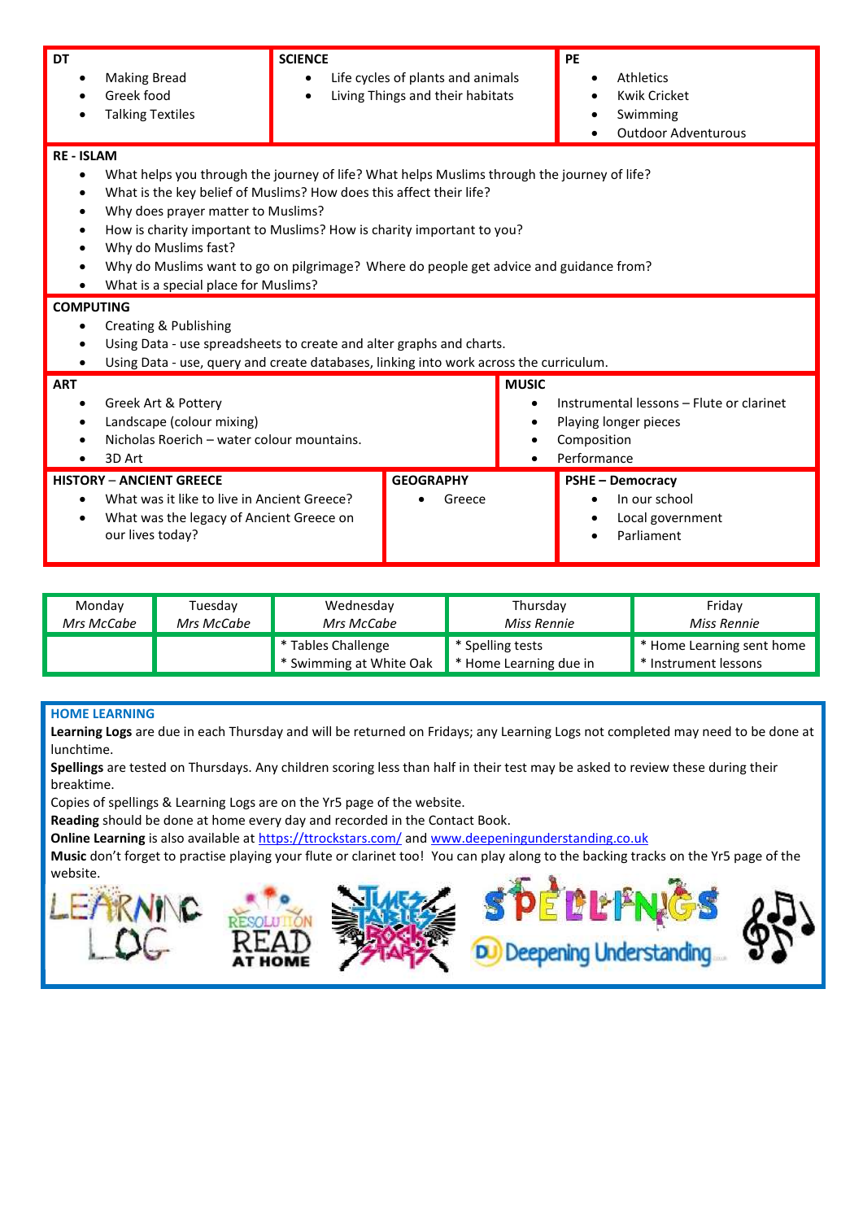**DT**
- Making Bread
- Greek food
- Talking Textiles

**SCIENCE**
- Life cycles of plants and animals
- Living Things and their habitats

**PE**
- Athletics
- Kwik Cricket
- Swimming
- Outdoor Adventurous

**RE - ISLAM**
- What helps you through the journey of life? What helps Muslims through the journey of life?
- What is the key belief of Muslims? How does this affect their life?
- Why does prayer matter to Muslims?
- How is charity important to Muslims? How is charity important to you?
- Why do Muslims fast?
- Why do Muslims want to go on pilgrimage? Where do people get advice and guidance from?
- What is a special place for Muslims?

**COMPUTING**
- Creating & Publishing
- Using Data - use spreadsheets to create and alter graphs and charts.
- Using Data - use, query and create databases, linking into work across the curriculum.

**ART**
- Greek Art & Pottery
- Landscape (colour mixing)
- Nicholas Roerich – water colour mountains.
- 3D Art

**MUSIC**
- Instrumental lessons – Flute or clarinet
- Playing longer pieces
- Composition
- Performance

**HISTORY – ANCIENT GREECE**
- What was it like to live in Ancient Greece?
- What was the legacy of Ancient Greece on our lives today?

**GEOGRAPHY**
- Greece

**PSHE – Democracy**
- In our school
- Local government
- Parliament

| Monday<br>*Mrs McCabe* | Tuesday<br>*Mrs McCabe* | Wednesday<br>*Mrs McCabe* | Thursday<br>*Miss Rennie* | Friday<br>*Miss Rennie* |
|---|---|---|---|---|
| | | * Tables Challenge<br>* Swimming at White Oak | * Spelling tests<br>* Home Learning due in | * Home Learning sent home<br>* Instrument lessons |

**HOME LEARNING**

**Learning Logs** are due in each Thursday and will be returned on Fridays; any Learning Logs not completed may need to be done at lunchtime.

**Spellings** are tested on Thursdays. Any children scoring less than half in their test may be asked to review these during their breaktime.

Copies of spellings & Learning Logs are on the Yr5 page of the website.

**Reading** should be done at home every day and recorded in the Contact Book.

**Online Learning** is also available at https://ttrockstars.com/ and www.deepeningunderstanding.co.uk

**Music** don't forget to practise playing your flute or clarinet too! You can play along to the backing tracks on the Yr5 page of the website.